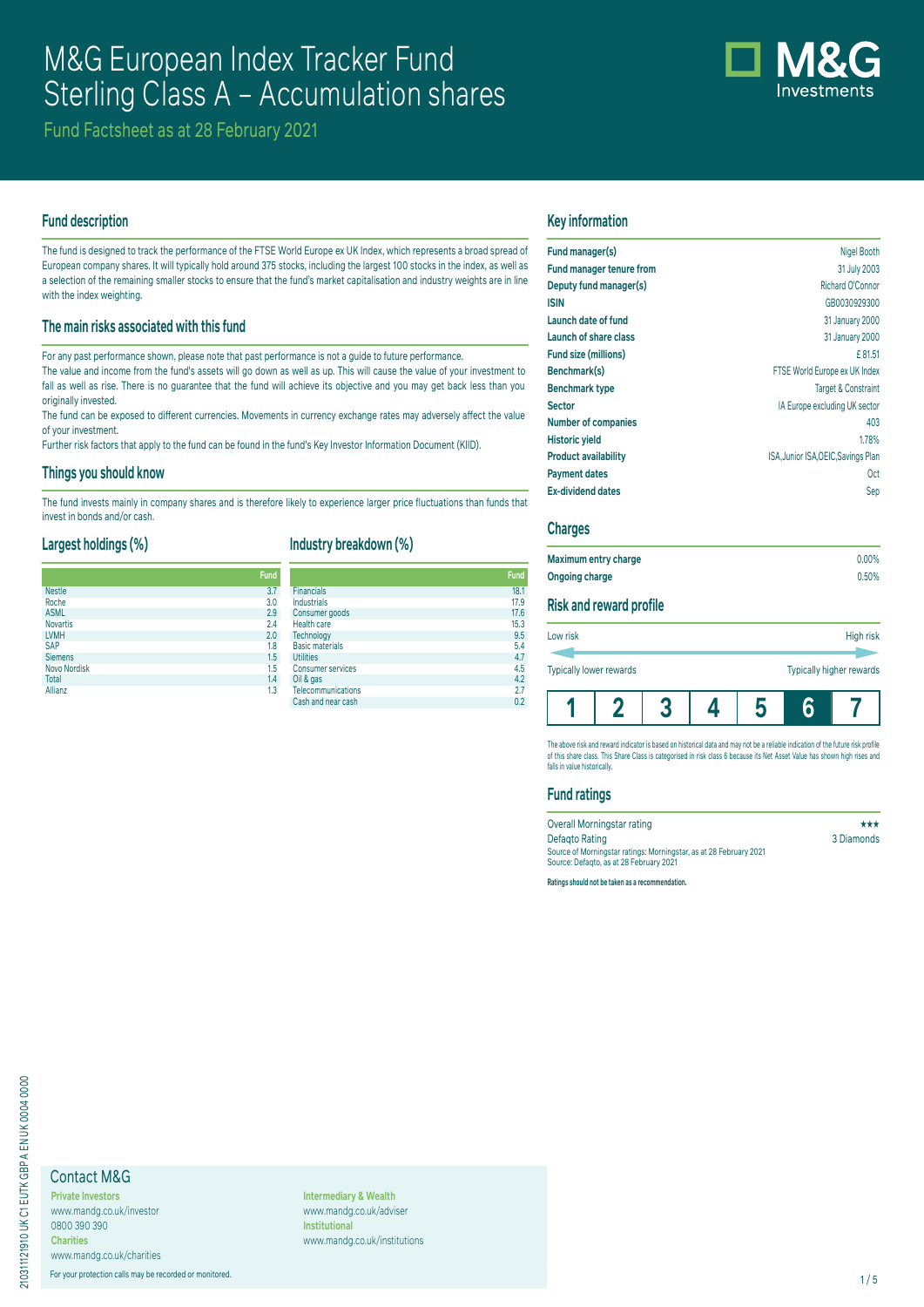# M&G European Index Tracker Fund Sterling Class A – Accumulation shares

Fund Factsheet as at 28 February 2021

## Fund description

The fund is designed to track the performance of the FTSE World Europe ex UK Index, which represents a broad spread of European company shares. It will typically hold around 375 stocks, including the largest 100 stocks in the index, as well as a selection of the remaining smaller stocks to ensure that the fund's market capitalisation and industry weights are in line with the index weighting.

## The main risks associated with this fund

For any past performance shown, please note that past performance is not a guide to future performance.

The value and income from the fund's assets will go down as well as up. This will cause the value of your investment to fall as well as rise. There is no guarantee that the fund will achieve its objective and you may get back less than you originally invested.

The fund can be exposed to different currencies. Movements in currency exchange rates may adversely affect the value of your investment.

Further risk factors that apply to the fund can be found in the fund's Key Investor Information Document (KIID).

## Things you should know

The fund invests mainly in company shares and is therefore likely to experience larger price fluctuations than funds that invest in bonds and/or cash.

## Largest holdings (%)

| | Fund |
|---|---|
| Nestle | 3.7 |
| Roche | 3.0 |
| ASML | 2.9 |
| Novartis | 2.4 |
| LVMH | 2.0 |
| SAP | 1.8 |
| Siemens | 1.5 |
| Novo Nordisk | 1.5 |
| Total | 1.4 |
| Allianz | 1.3 |

## Industry breakdown (%)

| | Fund |
|---|---|
| Financials | 18.1 |
| Industrials | 17.9 |
| Consumer goods | 17.6 |
| Health care | 15.3 |
| Technology | 9.5 |
| Basic materials | 5.4 |
| Utilities | 4.7 |
| Consumer services | 4.5 |
| Oil & gas | 4.2 |
| Telecommunications | 2.7 |
| Cash and near cash | 0.2 |

## Key information

| | |
|---|---|
| **Fund manager(s)** | Nigel Booth |
| **Fund manager tenure from** | 31 July 2003 |
| **Deputy fund manager(s)** | Richard O'Connor |
| **ISIN** | GB0030929300 |
| **Launch date of fund** | 31 January 2000 |
| **Launch of share class** | 31 January 2000 |
| **Fund size (millions)** | £ 81.51 |
| **Benchmark(s)** | FTSE World Europe ex UK Index |
| **Benchmark type** | Target & Constraint |
| **Sector** | IA Europe excluding UK sector |
| **Number of companies** | 403 |
| **Historic yield** | 1.78% |
| **Product availability** | ISA,Junior ISA,OEIC,Savings Plan |
| **Payment dates** | Oct |
| **Ex-dividend dates** | Sep |

## Charges

| | |
|---|---|
| **Maximum entry charge** | 0.00% |
| **Ongoing charge** | 0.50% |

## Risk and reward profile

Low risk — High risk

Typically lower rewards — Typically higher rewards

| 1 | 2 | 3 | 4 | 5 | **6** | 7 |
|---|---|---|---|---|---|---|

The above risk and reward indicator is based on historical data and may not be a reliable indication of the future risk profile of this share class. This Share Class is categorised in risk class 6 because its Net Asset Value has shown high rises and falls in value historically.

## Fund ratings

| | |
|---|---|
| Overall Morningstar rating | ★★★ |
| Defaqto Rating | 3 Diamonds |

Source of Morningstar ratings: Morningstar, as at 28 February 2021
Source: Defaqto, as at 28 February 2021

**Ratings should not be taken as a recommendation.**

## Contact M&G

**Private Investors**
www.mandg.co.uk/investor
0800 390 390

**Charities**
www.mandg.co.uk/charities

**Intermediary & Wealth**
www.mandg.co.uk/adviser

**Institutional**
www.mandg.co.uk/institutions

For your protection calls may be recorded or monitored.

210311121910 UK C1 EUTK GBP A EN UK 0004 0000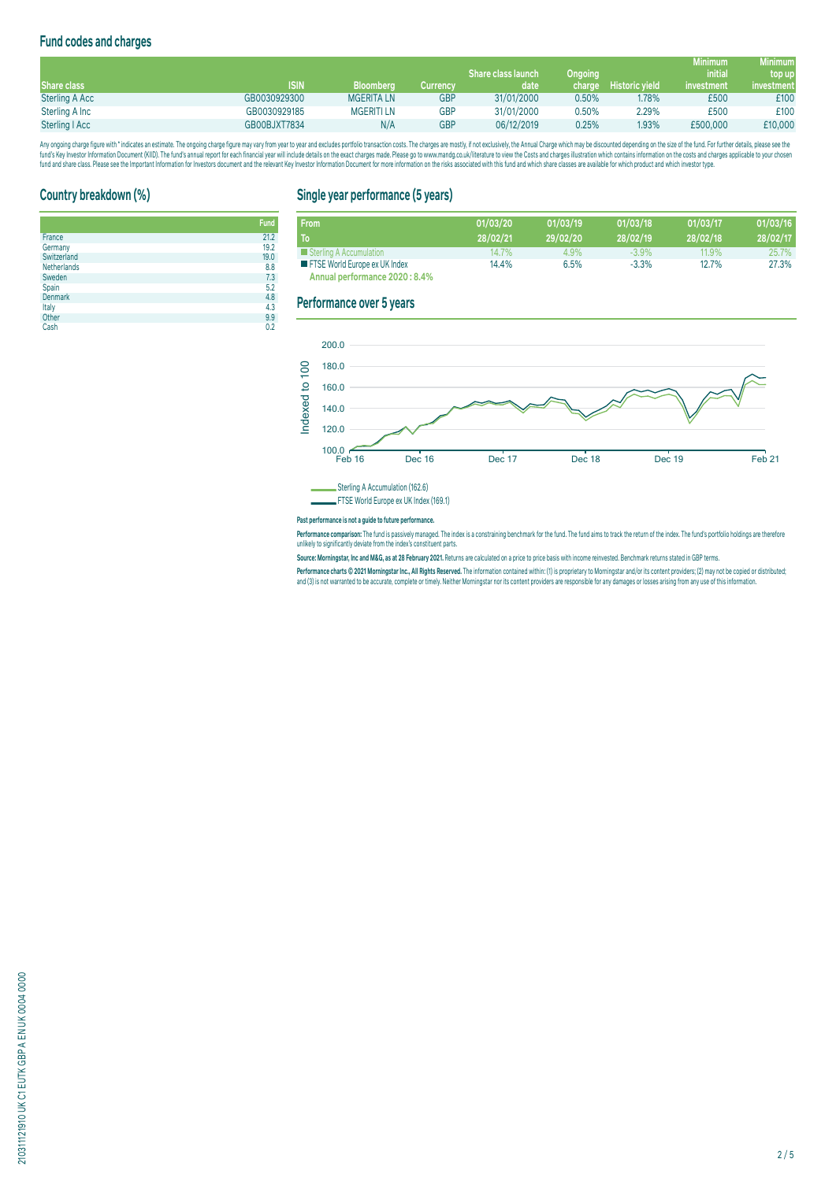## Fund codes and charges

| Share class | ISIN | Bloomberg | Currency | Share class launch date | Ongoing charge | Historic yield | Minimum initial investment | Minimum top up investment |
|---|---|---|---|---|---|---|---|---|
| Sterling A Acc | GB0030929300 | MGERITA LN | GBP | 31/01/2000 | 0.50% | 1.78% | £500 | £100 |
| Sterling A Inc | GB0030929185 | MGERITI LN | GBP | 31/01/2000 | 0.50% | 2.29% | £500 | £100 |
| Sterling I Acc | GB00BJXT7834 | N/A | GBP | 06/12/2019 | 0.25% | 1.93% | £500,000 | £10,000 |

Any ongoing charge figure with * indicates an estimate. The ongoing charge figure may vary from year to year and excludes portfolio transaction costs. The charges are mostly, if not exclusively, the Annual Charge which may be discounted depending on the size of the fund. For further details, please see the fund's Key Investor Information Document (KIID). The fund's annual report for each financial year will include details on the exact charges made. Please go to www.mandg.co.uk/literature to view the Costs and charges illustration which contains information on the costs and charges applicable to your chosen fund and share class. Please see the Important Information for Investors document and the relevant Key Investor Information Document for more information on the risks associated with this fund and which share classes are available for which product and which investor type.

## Country breakdown (%)

| | Fund |
|---|---|
| France | 21.2 |
| Germany | 19.2 |
| Switzerland | 19.0 |
| Netherlands | 8.8 |
| Sweden | 7.3 |
| Spain | 5.2 |
| Denmark | 4.8 |
| Italy | 4.3 |
| Other | 9.9 |
| Cash | 0.2 |

## Single year performance (5 years)

| From / To | 01/03/20 28/02/21 | 01/03/19 29/02/20 | 01/03/18 28/02/19 | 01/03/17 28/02/18 | 01/03/16 28/02/17 |
|---|---|---|---|---|---|
| Sterling A Accumulation | 14.7% | 4.9% | -3.9% | 11.9% | 25.7% |
| FTSE World Europe ex UK Index | 14.4% | 6.5% | -3.3% | 12.7% | 27.3% |

**Annual performance 2020 : 8.4%**

## Performance over 5 years

Sterling A Accumulation (162.6)
FTSE World Europe ex UK Index (169.1)

**Past performance is not a guide to future performance.**

**Performance comparison:** The fund is passively managed. The index is a constraining benchmark for the fund. The fund aims to track the return of the index. The fund's portfolio holdings are therefore unlikely to significantly deviate from the index's constituent parts.

**Source: Morningstar, Inc and M&G, as at 28 February 2021.** Returns are calculated on a price to price basis with income reinvested. Benchmark returns stated in GBP terms.

**Performance charts © 2021 Morningstar Inc., All Rights Reserved.** The information contained within: (1) is proprietary to Morningstar and/or its content providers; (2) may not be copied or distributed; and (3) is not warranted to be accurate, complete or timely. Neither Morningstar nor its content providers are responsible for any damages or losses arising from any use of this information.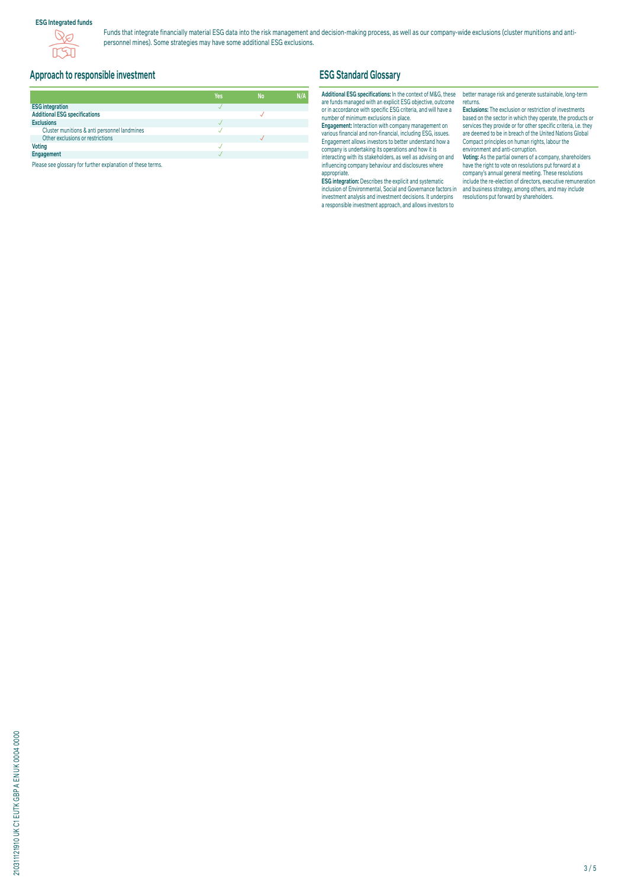**ESG Integrated funds**

Funds that integrate financially material ESG data into the risk management and decision-making process, as well as our company-wide exclusions (cluster munitions and anti-personnel mines). Some strategies may have some additional ESG exclusions.

## Approach to responsible investment

| | Yes | No | N/A |
|---|---|---|---|
| **ESG integration** | ✓ | | |
| **Additional ESG specifications** | | ✓ | |
| **Exclusions** | ✓ | | |
| Cluster munitions & anti personnel landmines | ✓ | | |
| Other exclusions or restrictions | | ✓ | |
| **Voting** | ✓ | | |
| **Engagement** | ✓ | | |

Please see glossary for further explanation of these terms.

## ESG Standard Glossary

**Additional ESG specifications:** In the context of M&G, these are funds managed with an explicit ESG objective, outcome or in accordance with specific ESG criteria, and will have a number of minimum exclusions in place.

**Engagement:** Interaction with company management on various financial and non-financial, including ESG, issues. Engagement allows investors to better understand how a company is undertaking its operations and how it is interacting with its stakeholders, as well as advising on and influencing company behaviour and disclosures where appropriate.

**ESG integration:** Describes the explicit and systematic inclusion of Environmental, Social and Governance factors in investment analysis and investment decisions. It underpins a responsible investment approach, and allows investors to better manage risk and generate sustainable, long-term returns.

**Exclusions:** The exclusion or restriction of investments based on the sector in which they operate, the products or services they provide or for other specific criteria, i.e. they are deemed to be in breach of the United Nations Global Compact principles on human rights, labour the environment and anti-corruption.

**Voting:** As the partial owners of a company, shareholders have the right to vote on resolutions put forward at a company's annual general meeting. These resolutions include the re-election of directors, executive remuneration and business strategy, among others, and may include resolutions put forward by shareholders.

210311121910 UK C1 EUTK GBP A EN UK 0004 0000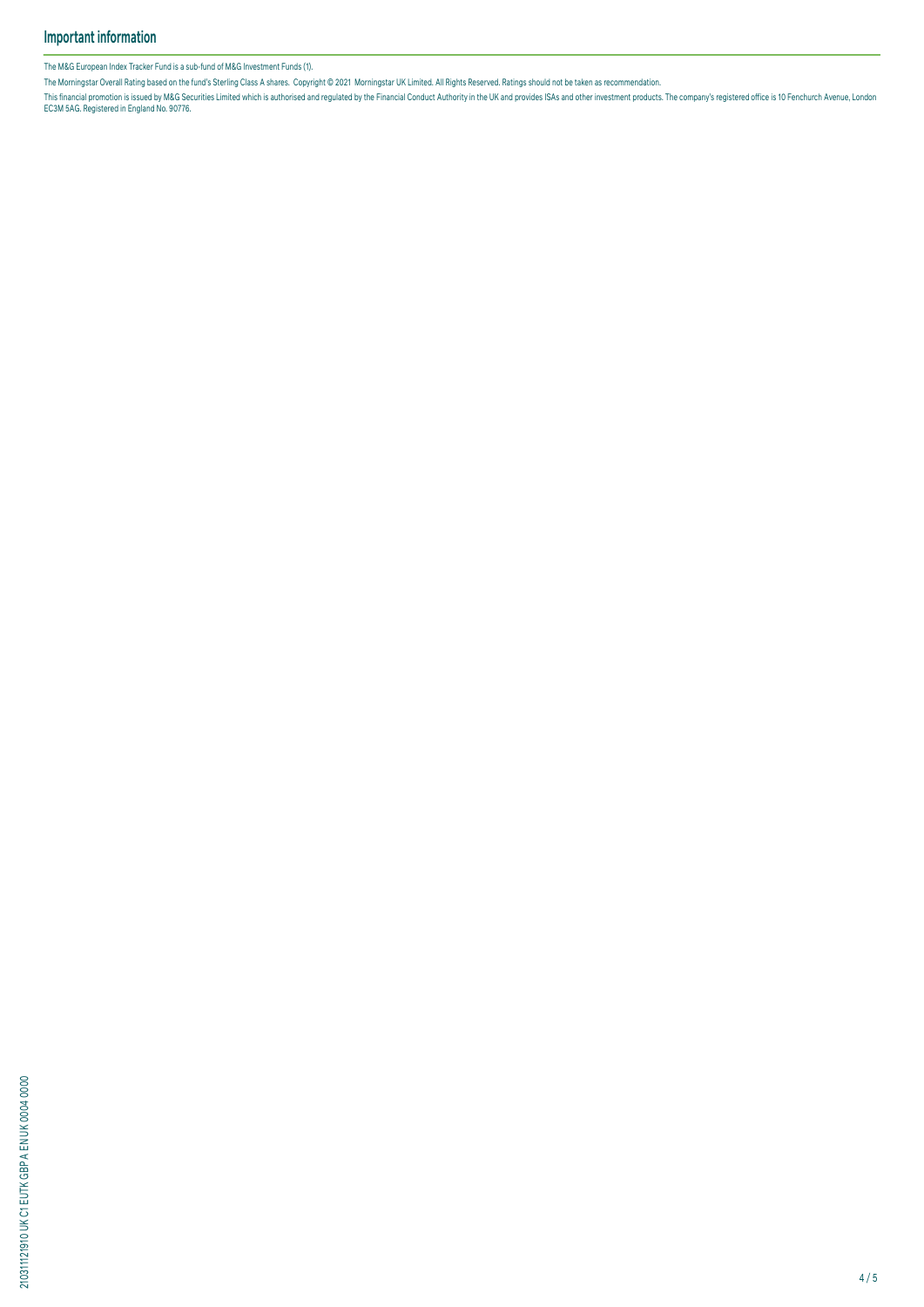## Important information

The M&G European Index Tracker Fund is a sub-fund of M&G Investment Funds (1).

The Morningstar Overall Rating based on the fund's Sterling Class A shares. Copyright © 2021 Morningstar UK Limited. All Rights Reserved. Ratings should not be taken as recommendation.

This financial promotion is issued by M&G Securities Limited which is authorised and regulated by the Financial Conduct Authority in the UK and provides ISAs and other investment products. The company's registered office is 10 Fenchurch Avenue, London EC3M 5AG. Registered in England No. 90776.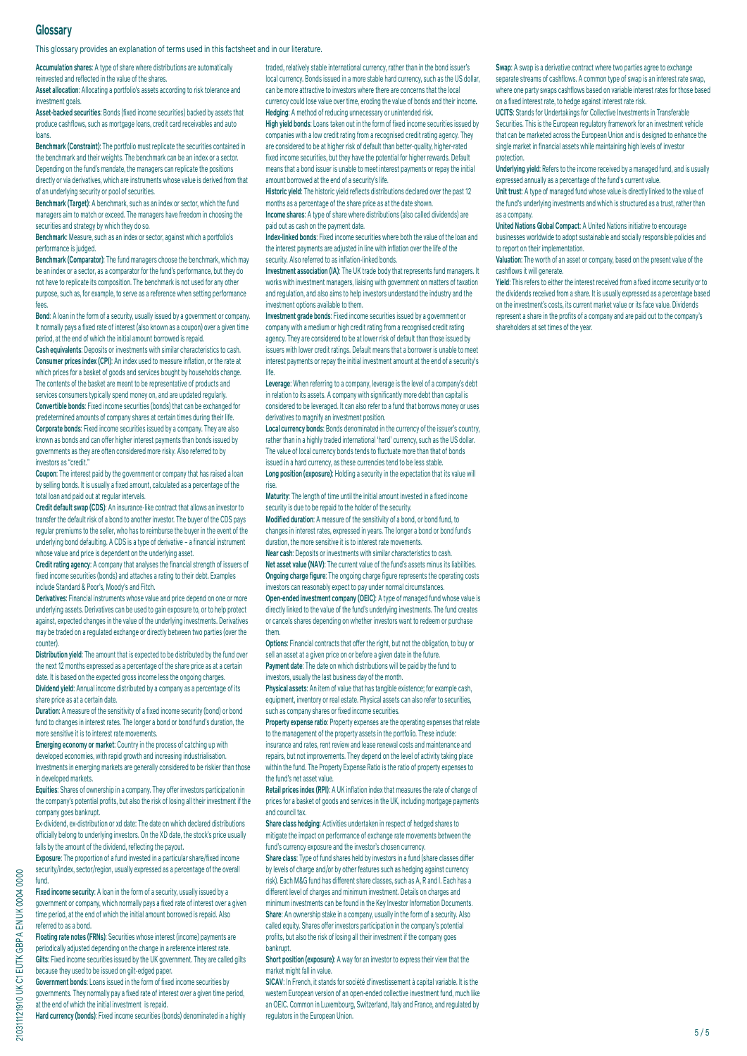## Glossary

This glossary provides an explanation of terms used in this factsheet and in our literature.

**Accumulation shares**: A type of share where distributions are automatically reinvested and reflected in the value of the shares.

**Asset allocation**: Allocating a portfolio's assets according to risk tolerance and investment goals.

**Asset-backed securities**: Bonds (fixed income securities) backed by assets that produce cashflows, such as mortgage loans, credit card receivables and auto loans.

**Benchmark (Constraint)**: The portfolio must replicate the securities contained in the benchmark and their weights. The benchmark can be an index or a sector. Depending on the fund's mandate, the managers can replicate the positions directly or via derivatives, which are instruments whose value is derived from that of an underlying security or pool of securities.

**Benchmark (Target)**: A benchmark, such as an index or sector, which the fund managers aim to match or exceed. The managers have freedom in choosing the securities and strategy by which they do so.

**Benchmark**: Measure, such as an index or sector, against which a portfolio's performance is judged.

**Benchmark (Comparator)**: The fund managers choose the benchmark, which may be an index or a sector, as a comparator for the fund's performance, but they do not have to replicate its composition. The benchmark is not used for any other purpose, such as, for example, to serve as a reference when setting performance fees.

**Bond**: A loan in the form of a security, usually issued by a government or company. It normally pays a fixed rate of interest (also known as a coupon) over a given time period, at the end of which the initial amount borrowed is repaid.

**Cash equivalents**: Deposits or investments with similar characteristics to cash.

**Consumer prices index (CPI)**: An index used to measure inflation, or the rate at which prices for a basket of goods and services bought by households change. The contents of the basket are meant to be representative of products and services consumers typically spend money on, and are updated regularly.

**Convertible bonds**: Fixed income securities (bonds) that can be exchanged for predetermined amounts of company shares at certain times during their life.

**Corporate bonds**: Fixed income securities issued by a company. They are also known as bonds and can offer higher interest payments than bonds issued by governments as they are often considered more risky. Also referred to by investors as "credit."

**Coupon**: The interest paid by the government or company that has raised a loan by selling bonds. It is usually a fixed amount, calculated as a percentage of the total loan and paid out at regular intervals.

**Credit default swap (CDS)**: An insurance-like contract that allows an investor to transfer the default risk of a bond to another investor. The buyer of the CDS pays regular premiums to the seller, who has to reimburse the buyer in the event of the underlying bond defaulting. A CDS is a type of derivative – a financial instrument whose value and price is dependent on the underlying asset.

**Credit rating agency**: A company that analyses the financial strength of issuers of fixed income securities (bonds) and attaches a rating to their debt. Examples include Standard & Poor's, Moody's and Fitch.

**Derivatives**: Financial instruments whose value and price depend on one or more underlying assets. Derivatives can be used to gain exposure to, or to help protect against, expected changes in the value of the underlying investments. Derivatives may be traded on a regulated exchange or directly between two parties (over the counter).

**Distribution yield**: The amount that is expected to be distributed by the fund over the next 12 months expressed as a percentage of the share price as at a certain date. It is based on the expected gross income less the ongoing charges.

**Dividend yield**: Annual income distributed by a company as a percentage of its share price as at a certain date.

**Duration**: A measure of the sensitivity of a fixed income security (bond) or bond fund to changes in interest rates. The longer a bond or bond fund's duration, the more sensitive it is to interest rate movements.

**Emerging economy or market**: Country in the process of catching up with developed economies, with rapid growth and increasing industrialisation. Investments in emerging markets are generally considered to be riskier than those in developed markets.

**Equities**: Shares of ownership in a company. They offer investors participation in the company's potential profits, but also the risk of losing all their investment if the company goes bankrupt.

Ex-dividend, ex-distribution or xd date: The date on which declared distributions officially belong to underlying investors. On the XD date, the stock's price usually falls by the amount of the dividend, reflecting the payout.

**Exposure**: The proportion of a fund invested in a particular share/fixed income security/index, sector/region, usually expressed as a percentage of the overall fund.

**Fixed income security**: A loan in the form of a security, usually issued by a government or company, which normally pays a fixed rate of interest over a given time period, at the end of which the initial amount borrowed is repaid. Also referred to as a bond.

**Floating rate notes (FRNs)**: Securities whose interest (income) payments are periodically adjusted depending on the change in a reference interest rate.

**Gilts**: Fixed income securities issued by the UK government. They are called gilts because they used to be issued on gilt-edged paper.

**Government bonds**: Loans issued in the form of fixed income securities by governments. They normally pay a fixed rate of interest over a given time period, at the end of which the initial investment is repaid.

**Hard currency (bonds)**: Fixed income securities (bonds) denominated in a highly traded, relatively stable international currency, rather than in the bond issuer's local currency. Bonds issued in a more stable hard currency, such as the US dollar, can be more attractive to investors where there are concerns that the local currency could lose value over time, eroding the value of bonds and their income**.**

**Hedging**: A method of reducing unnecessary or unintended risk.

**High yield bonds**: Loans taken out in the form of fixed income securities issued by companies with a low credit rating from a recognised credit rating agency. They are considered to be at higher risk of default than better-quality, higher-rated fixed income securities, but they have the potential for higher rewards. Default means that a bond issuer is unable to meet interest payments or repay the initial amount borrowed at the end of a security's life.

**Historic yield**: The historic yield reflects distributions declared over the past 12 months as a percentage of the share price as at the date shown.

**Income shares**: A type of share where distributions (also called dividends) are paid out as cash on the payment date.

**Index-linked bonds**: Fixed income securities where both the value of the loan and the interest payments are adjusted in line with inflation over the life of the security. Also referred to as inflation-linked bonds.

**Investment association (IA)**: The UK trade body that represents fund managers. It works with investment managers, liaising with government on matters of taxation and regulation, and also aims to help investors understand the industry and the investment options available to them.

**Investment grade bonds**: Fixed income securities issued by a government or company with a medium or high credit rating from a recognised credit rating agency. They are considered to be at lower risk of default than those issued by issuers with lower credit ratings. Default means that a borrower is unable to meet interest payments or repay the initial investment amount at the end of a security's life.

**Leverage**: When referring to a company, leverage is the level of a company's debt in relation to its assets. A company with significantly more debt than capital is considered to be leveraged. It can also refer to a fund that borrows money or uses derivatives to magnify an investment position.

**Local currency bonds**: Bonds denominated in the currency of the issuer's country, rather than in a highly traded international 'hard' currency, such as the US dollar. The value of local currency bonds tends to fluctuate more than that of bonds issued in a hard currency, as these currencies tend to be less stable.

**Long position (exposure)**: Holding a security in the expectation that its value will rise.

**Maturity**: The length of time until the initial amount invested in a fixed income security is due to be repaid to the holder of the security.

**Modified duration**: A measure of the sensitivity of a bond, or bond fund, to changes in interest rates, expressed in years. The longer a bond or bond fund's duration, the more sensitive it is to interest rate movements.

**Near cash**: Deposits or investments with similar characteristics to cash.

**Net asset value (NAV)**: The current value of the fund's assets minus its liabilities.

**Ongoing charge figure**: The ongoing charge figure represents the operating costs investors can reasonably expect to pay under normal circumstances.

**Open-ended investment company (OEIC)**: A type of managed fund whose value is directly linked to the value of the fund's underlying investments. The fund creates or cancels shares depending on whether investors want to redeem or purchase them.

**Options**: Financial contracts that offer the right, but not the obligation, to buy or sell an asset at a given price on or before a given date in the future.

**Payment date**: The date on which distributions will be paid by the fund to investors, usually the last business day of the month.

**Physical assets**: An item of value that has tangible existence; for example cash, equipment, inventory or real estate. Physical assets can also refer to securities, such as company shares or fixed income securities.

**Property expense ratio**: Property expenses are the operating expenses that relate to the management of the property assets in the portfolio. These include: insurance and rates, rent review and lease renewal costs and maintenance and repairs, but not improvements. They depend on the level of activity taking place within the fund. The Property Expense Ratio is the ratio of property expenses to the fund's net asset value.

**Retail prices index (RPI)**: A UK inflation index that measures the rate of change of prices for a basket of goods and services in the UK, including mortgage payments and council tax.

**Share class hedging**: Activities undertaken in respect of hedged shares to mitigate the impact on performance of exchange rate movements between the fund's currency exposure and the investor's chosen currency.

**Share class**: Type of fund shares held by investors in a fund (share classes differ by levels of charge and/or by other features such as hedging against currency risk). Each M&G fund has different share classes, such as A, R and I. Each has a different level of charges and minimum investment. Details on charges and minimum investments can be found in the Key Investor Information Documents.

**Share**: An ownership stake in a company, usually in the form of a security. Also called equity. Shares offer investors participation in the company's potential profits, but also the risk of losing all their investment if the company goes bankrupt.

**Short position (exposure)**: A way for an investor to express their view that the market might fall in value.

**SICAV**: In French, it stands for société d'investissement à capital variable. It is the western European version of an open-ended collective investment fund, much like an OEIC. Common in Luxembourg, Switzerland, Italy and France, and regulated by regulators in the European Union.

**Swap**: A swap is a derivative contract where two parties agree to exchange separate streams of cashflows. A common type of swap is an interest rate swap, where one party swaps cashflows based on variable interest rates for those based on a fixed interest rate, to hedge against interest rate risk.

**UCITS**: Stands for Undertakings for Collective Investments in Transferable Securities. This is the European regulatory framework for an investment vehicle that can be marketed across the European Union and is designed to enhance the single market in financial assets while maintaining high levels of investor protection.

**Underlying yield**: Refers to the income received by a managed fund, and is usually expressed annually as a percentage of the fund's current value.

**Unit trust**: A type of managed fund whose value is directly linked to the value of the fund's underlying investments and which is structured as a trust, rather than as a company.

**United Nations Global Compact**: A United Nations initiative to encourage businesses worldwide to adopt sustainable and socially responsible policies and to report on their implementation.

**Valuation**: The worth of an asset or company, based on the present value of the cashflows it will generate.

**Yield**: This refers to either the interest received from a fixed income security or to the dividends received from a share. It is usually expressed as a percentage based on the investment's costs, its current market value or its face value. Dividends represent a share in the profits of a company and are paid out to the company's shareholders at set times of the year.

210311121910 UK C1 EUTK GBP A EN UK 0004 0000